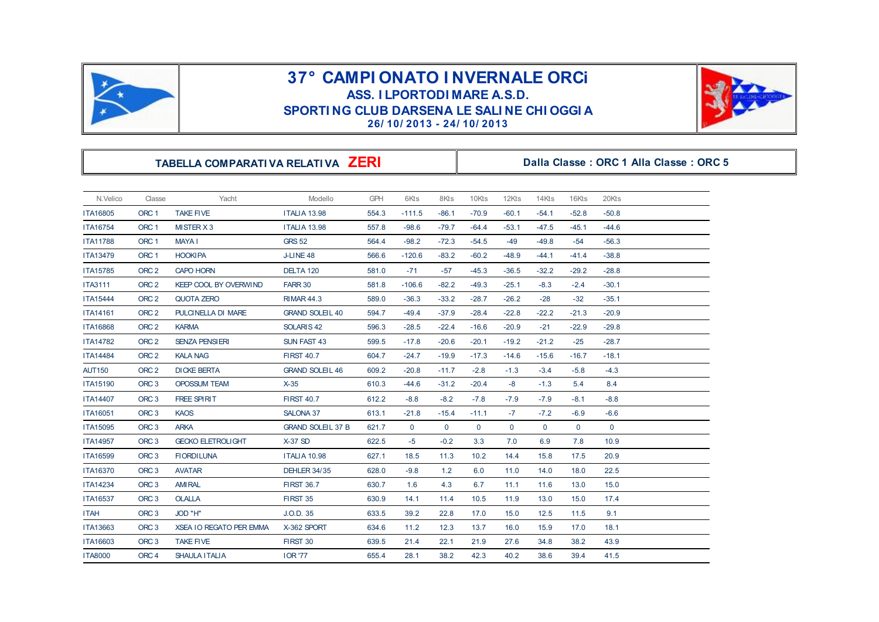# 37° CAMPIONATO INVERNALE ORCi

## ASS. ILPORTODIMARE A.S.D.

## SPORTING CLUB DARSENA LE SALINE CHIOGGIA

**26/10/2013 - 24/10/2013**

**TABELLA COMPARATIVA RELATIVA ZERI**

**Dalla Classe : ORC 1 Alla Classe : ORC 5**

| N.Velico | Classe | Yacht | Modello | GPH | 6Kts | 8Kts | 10Kts | 12Kts | 14Kts | 16Kts | 20Kts |
|---|---|---|---|---|---|---|---|---|---|---|---|
| ITA16805 | ORC 1 | TAKE FIVE | ITALIA 13.98 | 554.3 | -111.5 | -86.1 | -70.9 | -60.1 | -54.1 | -52.8 | -50.8 |
| ITA16754 | ORC 1 | MISTER X 3 | ITALIA 13.98 | 557.8 | -98.6 | -79.7 | -64.4 | -53.1 | -47.5 | -45.1 | -44.6 |
| ITA11788 | ORC 1 | MAYA I | GRS 52 | 564.4 | -98.2 | -72.3 | -54.5 | -49 | -49.8 | -54 | -56.3 |
| ITA13479 | ORC 1 | HOOKIPA | J-LINE 48 | 566.6 | -120.6 | -83.2 | -60.2 | -48.9 | -44.1 | -41.4 | -38.8 |
| ITA15785 | ORC 2 | CAPO HORN | DELTA 120 | 581.0 | -71 | -57 | -45.3 | -36.5 | -32.2 | -29.2 | -28.8 |
| ITA3111 | ORC 2 | KEEP COOL BY OVERWIND | FARR 30 | 581.8 | -106.6 | -82.2 | -49.3 | -25.1 | -8.3 | -2.4 | -30.1 |
| ITA15444 | ORC 2 | QUOTA ZERO | RIMAR 44.3 | 589.0 | -36.3 | -33.2 | -28.7 | -26.2 | -28 | -32 | -35.1 |
| ITA14161 | ORC 2 | PULCINELLA DI MARE | GRAND SOLEIL 40 | 594.7 | -49.4 | -37.9 | -28.4 | -22.8 | -22.2 | -21.3 | -20.9 |
| ITA16868 | ORC 2 | KARMA | SOLARIS 42 | 596.3 | -28.5 | -22.4 | -16.6 | -20.9 | -21 | -22.9 | -29.8 |
| ITA14782 | ORC 2 | SENZA PENSIERI | SUN FAST 43 | 599.5 | -17.8 | -20.6 | -20.1 | -19.2 | -21.2 | -25 | -28.7 |
| ITA14484 | ORC 2 | KALA NAG | FIRST 40.7 | 604.7 | -24.7 | -19.9 | -17.3 | -14.6 | -15.6 | -16.7 | -18.1 |
| AUT150 | ORC 2 | DICKE BERTA | GRAND SOLEIL 46 | 609.2 | -20.8 | -11.7 | -2.8 | -1.3 | -3.4 | -5.8 | -4.3 |
| ITA15190 | ORC 3 | OPOSSUM TEAM | X-35 | 610.3 | -44.6 | -31.2 | -20.4 | -8 | -1.3 | 5.4 | 8.4 |
| ITA14407 | ORC 3 | FREE SPIRIT | FIRST 40.7 | 612.2 | -8.8 | -8.2 | -7.8 | -7.9 | -7.9 | -8.1 | -8.8 |
| ITA16051 | ORC 3 | KAOS | SALONA 37 | 613.1 | -21.8 | -15.4 | -11.1 | -7 | -7.2 | -6.9 | -6.6 |
| ITA15095 | ORC 3 | ARKA | GRAND SOLEIL 37 B | 621.7 | 0 | 0 | 0 | 0 | 0 | 0 | 0 |
| ITA14957 | ORC 3 | GECKO ELETROLIGHT | X-37 SD | 622.5 | -5 | -0.2 | 3.3 | 7.0 | 6.9 | 7.8 | 10.9 |
| ITA16599 | ORC 3 | FIORDILUNA | ITALIA 10.98 | 627.1 | 18.5 | 11.3 | 10.2 | 14.4 | 15.8 | 17.5 | 20.9 |
| ITA16370 | ORC 3 | AVATAR | DEHLER 34/35 | 628.0 | -9.8 | 1.2 | 6.0 | 11.0 | 14.0 | 18.0 | 22.5 |
| ITA14234 | ORC 3 | AMIRAL | FIRST 36.7 | 630.7 | 1.6 | 4.3 | 6.7 | 11.1 | 11.6 | 13.0 | 15.0 |
| ITA16537 | ORC 3 | OLALLA | FIRST 35 | 630.9 | 14.1 | 11.4 | 10.5 | 11.9 | 13.0 | 15.0 | 17.4 |
| ITAH | ORC 3 | JOD "H" | J.O.D. 35 | 633.5 | 39.2 | 22.8 | 17.0 | 15.0 | 12.5 | 11.5 | 9.1 |
| ITA13663 | ORC 3 | XSEA IO REGATO PER EMMA | X-362 SPORT | 634.6 | 11.2 | 12.3 | 13.7 | 16.0 | 15.9 | 17.0 | 18.1 |
| ITA16603 | ORC 3 | TAKE FIVE | FIRST 30 | 639.5 | 21.4 | 22.1 | 21.9 | 27.6 | 34.8 | 38.2 | 43.9 |
| ITA8000 | ORC 4 | SHAULA ITALIA | IOR '77 | 655.4 | 28.1 | 38.2 | 42.3 | 40.2 | 38.6 | 39.4 | 41.5 |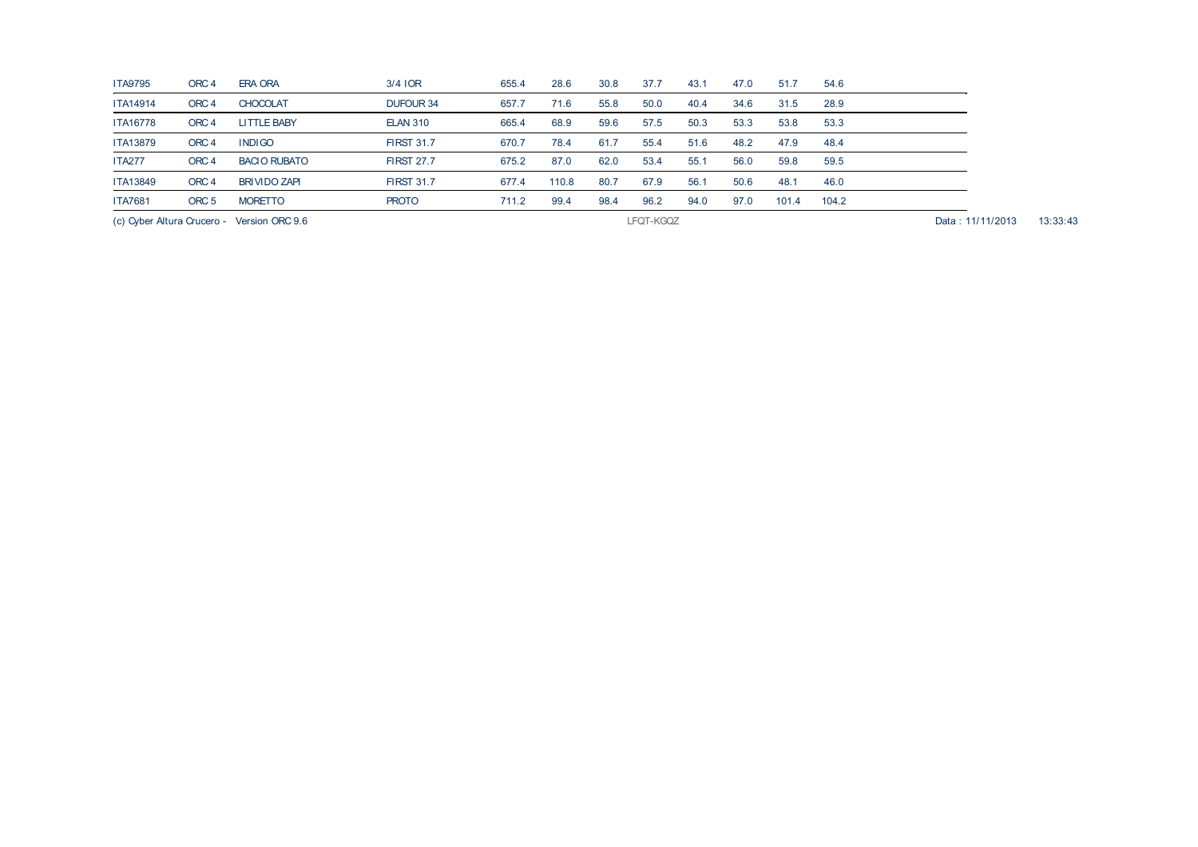| | | | | | | | | | | | |
|---|---|---|---|---|---|---|---|---|---|---|---|
| ITA9795 | ORC 4 | ERA ORA | 3/4 IOR | 655.4 | 28.6 | 30.8 | 37.7 | 43.1 | 47.0 | 51.7 | 54.6 |
| ITA14914 | ORC 4 | CHOCOLAT | DUFOUR 34 | 657.7 | 71.6 | 55.8 | 50.0 | 40.4 | 34.6 | 31.5 | 28.9 |
| ITA16778 | ORC 4 | LITTLE BABY | ELAN 310 | 665.4 | 68.9 | 59.6 | 57.5 | 50.3 | 53.3 | 53.8 | 53.3 |
| ITA13879 | ORC 4 | INDIGO | FIRST 31.7 | 670.7 | 78.4 | 61.7 | 55.4 | 51.6 | 48.2 | 47.9 | 48.4 |
| ITA277 | ORC 4 | BACIO RUBATO | FIRST 27.7 | 675.2 | 87.0 | 62.0 | 53.4 | 55.1 | 56.0 | 59.8 | 59.5 |
| ITA13849 | ORC 4 | BRIVIDO ZAPI | FIRST 31.7 | 677.4 | 110.8 | 80.7 | 67.9 | 56.1 | 50.6 | 48.1 | 46.0 |
| ITA7681 | ORC 5 | MORETTO | PROTO | 711.2 | 99.4 | 98.4 | 96.2 | 94.0 | 97.0 | 101.4 | 104.2 |

(c) Cyber Altura Crucero - Version ORC 9.6 LFQT-KGQZ Data : 11/11/2013 13:33:43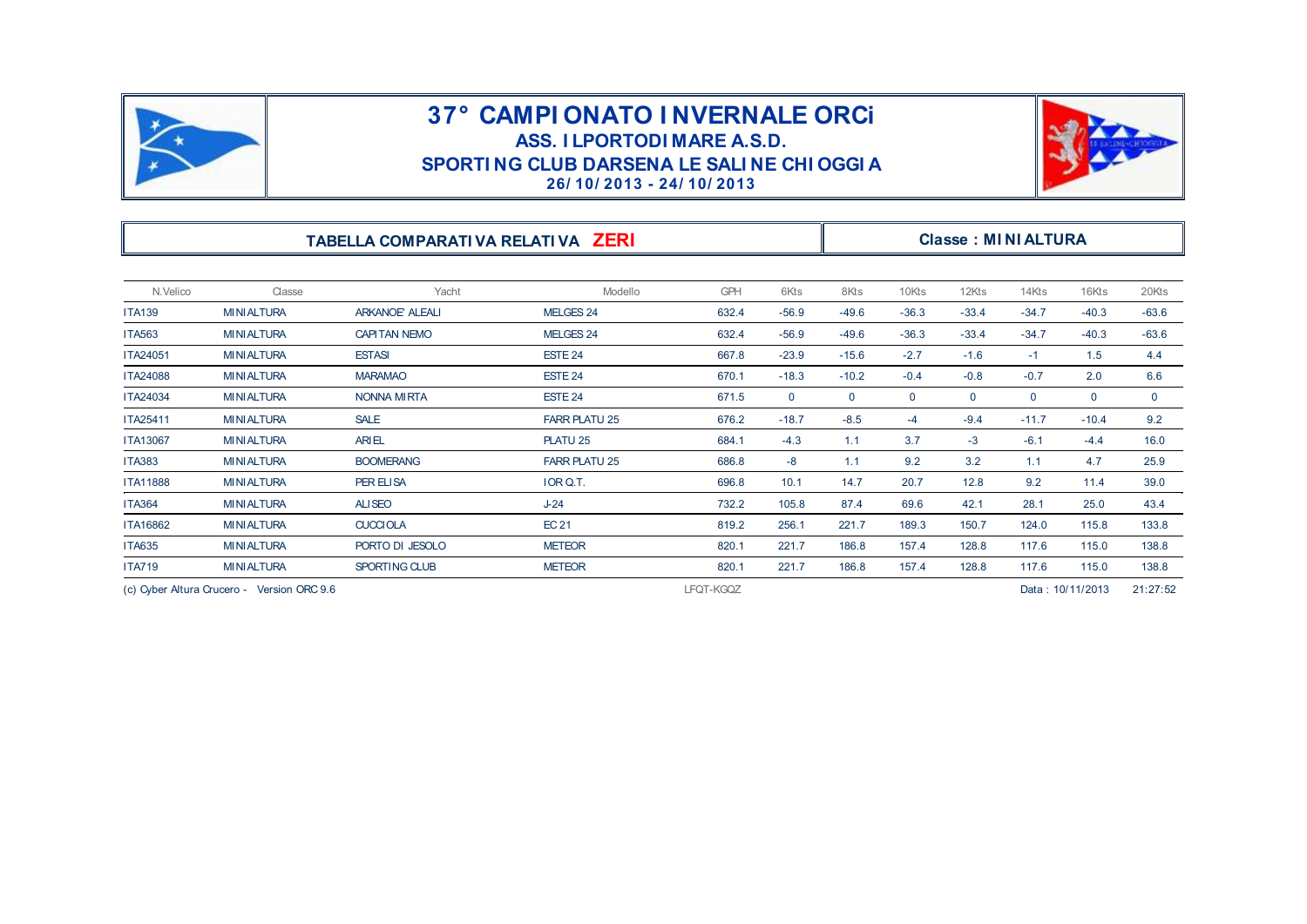# 37° CAMPIONATO INVERNALE ORCi

## ASS. ILPORTODIMARE A.S.D.

## SPORTING CLUB DARSENA LE SALINE CHIOGGIA

**26/10/2013 - 24/10/2013**

**TABELLA COMPARATIVA RELATIVA ZERI** — **Classe : MINIALTURA**

| N.Velico | Classe | Yacht | Modello | GPH | 6Kts | 8Kts | 10Kts | 12Kts | 14Kts | 16Kts | 20Kts |
|---|---|---|---|---|---|---|---|---|---|---|---|
| ITA139 | MINIALTURA | ARKANOE' ALEALI | MELGES 24 | 632.4 | -56.9 | -49.6 | -36.3 | -33.4 | -34.7 | -40.3 | -63.6 |
| ITA563 | MINIALTURA | CAPITAN NEMO | MELGES 24 | 632.4 | -56.9 | -49.6 | -36.3 | -33.4 | -34.7 | -40.3 | -63.6 |
| ITA24051 | MINIALTURA | ESTASI | ESTE 24 | 667.8 | -23.9 | -15.6 | -2.7 | -1.6 | -1 | 1.5 | 4.4 |
| ITA24088 | MINIALTURA | MARAMAO | ESTE 24 | 670.1 | -18.3 | -10.2 | -0.4 | -0.8 | -0.7 | 2.0 | 6.6 |
| ITA24034 | MINIALTURA | NONNA MIRTA | ESTE 24 | 671.5 | 0 | 0 | 0 | 0 | 0 | 0 | 0 |
| ITA25411 | MINIALTURA | SALE | FARR PLATU 25 | 676.2 | -18.7 | -8.5 | -4 | -9.4 | -11.7 | -10.4 | 9.2 |
| ITA13067 | MINIALTURA | ARIEL | PLATU 25 | 684.1 | -4.3 | 1.1 | 3.7 | -3 | -6.1 | -4.4 | 16.0 |
| ITA383 | MINIALTURA | BOOMERANG | FARR PLATU 25 | 686.8 | -8 | 1.1 | 9.2 | 3.2 | 1.1 | 4.7 | 25.9 |
| ITA11888 | MINIALTURA | PER ELISA | IOR Q.T. | 696.8 | 10.1 | 14.7 | 20.7 | 12.8 | 9.2 | 11.4 | 39.0 |
| ITA364 | MINIALTURA | ALISEO | J-24 | 732.2 | 105.8 | 87.4 | 69.6 | 42.1 | 28.1 | 25.0 | 43.4 |
| ITA16862 | MINIALTURA | CUCCIOLA | EC 21 | 819.2 | 256.1 | 221.7 | 189.3 | 150.7 | 124.0 | 115.8 | 133.8 |
| ITA635 | MINIALTURA | PORTO DI JESOLO | METEOR | 820.1 | 221.7 | 186.8 | 157.4 | 128.8 | 117.6 | 115.0 | 138.8 |
| ITA719 | MINIALTURA | SPORTING CLUB | METEOR | 820.1 | 221.7 | 186.8 | 157.4 | 128.8 | 117.6 | 115.0 | 138.8 |

(c) Cyber Altura Crucero - Version ORC 9.6 LFQT-KGQZ Data : 10/11/2013 21:27:52